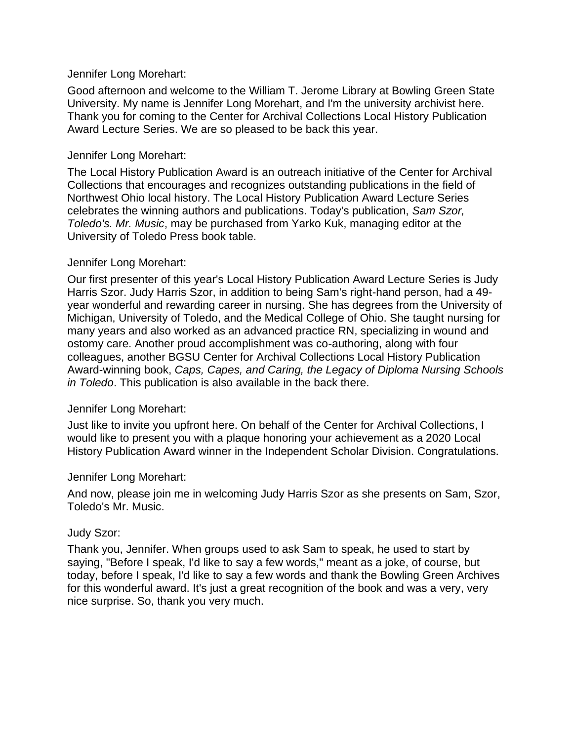Jennifer Long Morehart:

Good afternoon and welcome to the William T. Jerome Library at Bowling Green State University. My name is Jennifer Long Morehart, and I'm the university archivist here. Thank you for coming to the Center for Archival Collections Local History Publication Award Lecture Series. We are so pleased to be back this year.

Jennifer Long Morehart:

The Local History Publication Award is an outreach initiative of the Center for Archival Collections that encourages and recognizes outstanding publications in the field of Northwest Ohio local history. The Local History Publication Award Lecture Series celebrates the winning authors and publications. Today's publication, *Sam Szor, Toledo's. Mr. Music*, may be purchased from Yarko Kuk, managing editor at the University of Toledo Press book table.

Jennifer Long Morehart:

Our first presenter of this year's Local History Publication Award Lecture Series is Judy Harris Szor. Judy Harris Szor, in addition to being Sam's right-hand person, had a 49-year wonderful and rewarding career in nursing. She has degrees from the University of Michigan, University of Toledo, and the Medical College of Ohio. She taught nursing for many years and also worked as an advanced practice RN, specializing in wound and ostomy care. Another proud accomplishment was co-authoring, along with four colleagues, another BGSU Center for Archival Collections Local History Publication Award-winning book, *Caps, Capes, and Caring, the Legacy of Diploma Nursing Schools in Toledo*. This publication is also available in the back there.

Jennifer Long Morehart:

Just like to invite you upfront here. On behalf of the Center for Archival Collections, I would like to present you with a plaque honoring your achievement as a 2020 Local History Publication Award winner in the Independent Scholar Division. Congratulations.

Jennifer Long Morehart:

And now, please join me in welcoming Judy Harris Szor as she presents on Sam, Szor, Toledo's Mr. Music.

Judy Szor:

Thank you, Jennifer. When groups used to ask Sam to speak, he used to start by saying, "Before I speak, I'd like to say a few words," meant as a joke, of course, but today, before I speak, I'd like to say a few words and thank the Bowling Green Archives for this wonderful award. It's just a great recognition of the book and was a very, very nice surprise. So, thank you very much.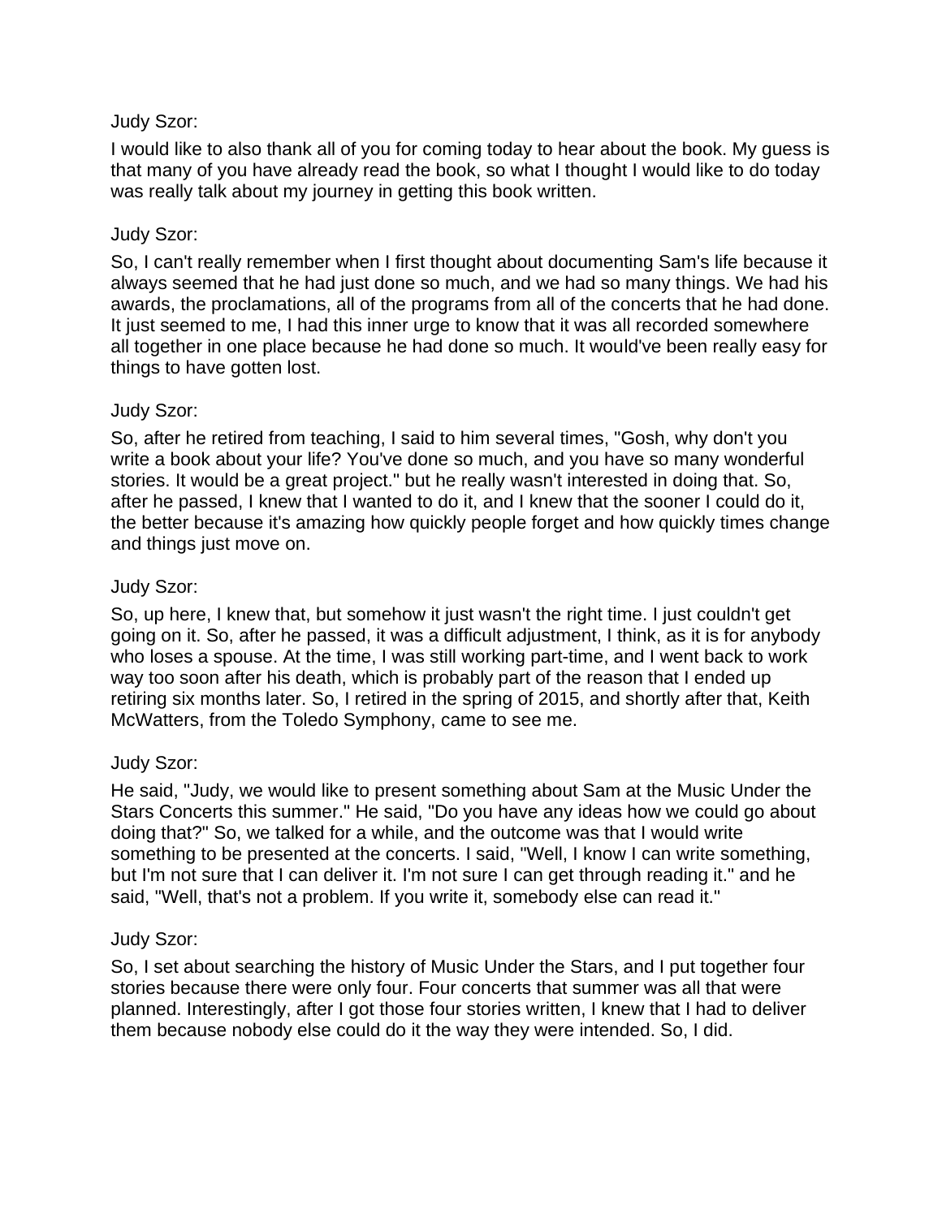Judy Szor:

I would like to also thank all of you for coming today to hear about the book. My guess is that many of you have already read the book, so what I thought I would like to do today was really talk about my journey in getting this book written.

Judy Szor:

So, I can't really remember when I first thought about documenting Sam's life because it always seemed that he had just done so much, and we had so many things. We had his awards, the proclamations, all of the programs from all of the concerts that he had done. It just seemed to me, I had this inner urge to know that it was all recorded somewhere all together in one place because he had done so much. It would've been really easy for things to have gotten lost.

Judy Szor:

So, after he retired from teaching, I said to him several times, "Gosh, why don't you write a book about your life? You've done so much, and you have so many wonderful stories. It would be a great project." but he really wasn't interested in doing that. So, after he passed, I knew that I wanted to do it, and I knew that the sooner I could do it, the better because it's amazing how quickly people forget and how quickly times change and things just move on.

Judy Szor:

So, up here, I knew that, but somehow it just wasn't the right time. I just couldn't get going on it. So, after he passed, it was a difficult adjustment, I think, as it is for anybody who loses a spouse. At the time, I was still working part-time, and I went back to work way too soon after his death, which is probably part of the reason that I ended up retiring six months later. So, I retired in the spring of 2015, and shortly after that, Keith McWatters, from the Toledo Symphony, came to see me.

Judy Szor:

He said, "Judy, we would like to present something about Sam at the Music Under the Stars Concerts this summer." He said, "Do you have any ideas how we could go about doing that?" So, we talked for a while, and the outcome was that I would write something to be presented at the concerts. I said, "Well, I know I can write something, but I'm not sure that I can deliver it. I'm not sure I can get through reading it." and he said, "Well, that's not a problem. If you write it, somebody else can read it."

Judy Szor:

So, I set about searching the history of Music Under the Stars, and I put together four stories because there were only four. Four concerts that summer was all that were planned. Interestingly, after I got those four stories written, I knew that I had to deliver them because nobody else could do it the way they were intended. So, I did.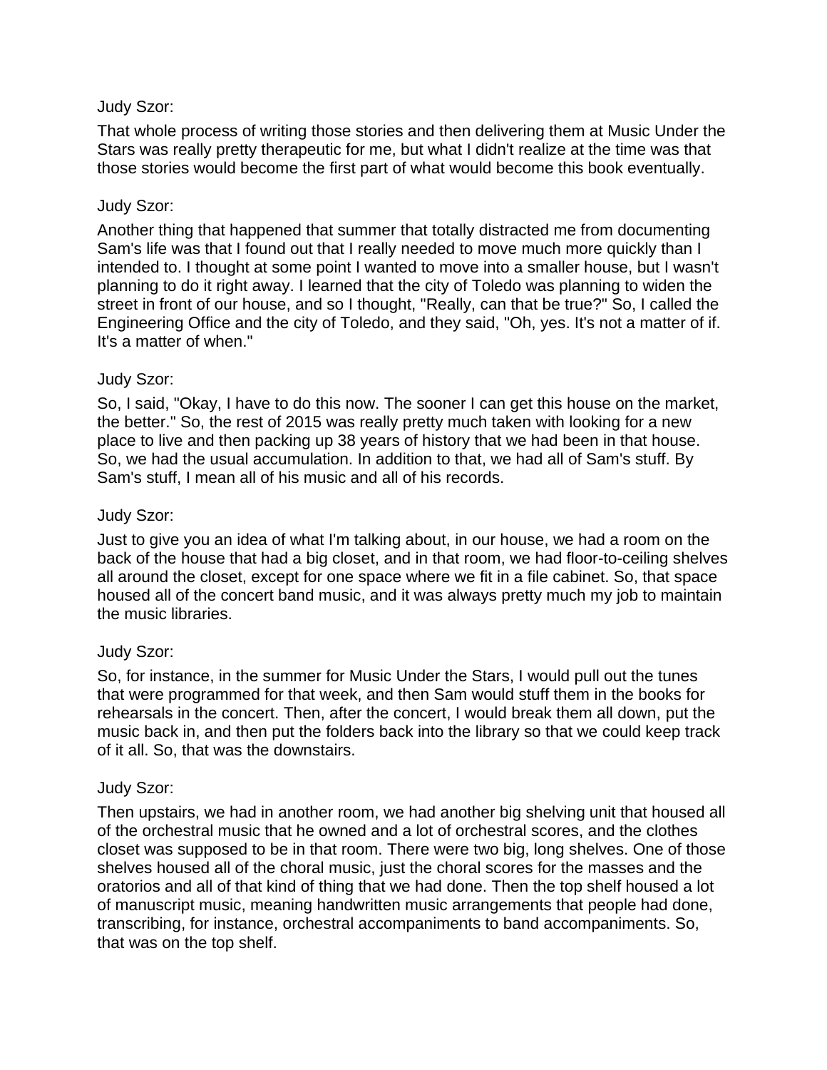Judy Szor:

That whole process of writing those stories and then delivering them at Music Under the Stars was really pretty therapeutic for me, but what I didn't realize at the time was that those stories would become the first part of what would become this book eventually.

Judy Szor:

Another thing that happened that summer that totally distracted me from documenting Sam's life was that I found out that I really needed to move much more quickly than I intended to. I thought at some point I wanted to move into a smaller house, but I wasn't planning to do it right away. I learned that the city of Toledo was planning to widen the street in front of our house, and so I thought, "Really, can that be true?" So, I called the Engineering Office and the city of Toledo, and they said, "Oh, yes. It's not a matter of if. It's a matter of when."

Judy Szor:

So, I said, "Okay, I have to do this now. The sooner I can get this house on the market, the better." So, the rest of 2015 was really pretty much taken with looking for a new place to live and then packing up 38 years of history that we had been in that house. So, we had the usual accumulation. In addition to that, we had all of Sam's stuff. By Sam's stuff, I mean all of his music and all of his records.

Judy Szor:

Just to give you an idea of what I'm talking about, in our house, we had a room on the back of the house that had a big closet, and in that room, we had floor-to-ceiling shelves all around the closet, except for one space where we fit in a file cabinet. So, that space housed all of the concert band music, and it was always pretty much my job to maintain the music libraries.

Judy Szor:

So, for instance, in the summer for Music Under the Stars, I would pull out the tunes that were programmed for that week, and then Sam would stuff them in the books for rehearsals in the concert. Then, after the concert, I would break them all down, put the music back in, and then put the folders back into the library so that we could keep track of it all. So, that was the downstairs.

Judy Szor:

Then upstairs, we had in another room, we had another big shelving unit that housed all of the orchestral music that he owned and a lot of orchestral scores, and the clothes closet was supposed to be in that room. There were two big, long shelves. One of those shelves housed all of the choral music, just the choral scores for the masses and the oratorios and all of that kind of thing that we had done. Then the top shelf housed a lot of manuscript music, meaning handwritten music arrangements that people had done, transcribing, for instance, orchestral accompaniments to band accompaniments. So, that was on the top shelf.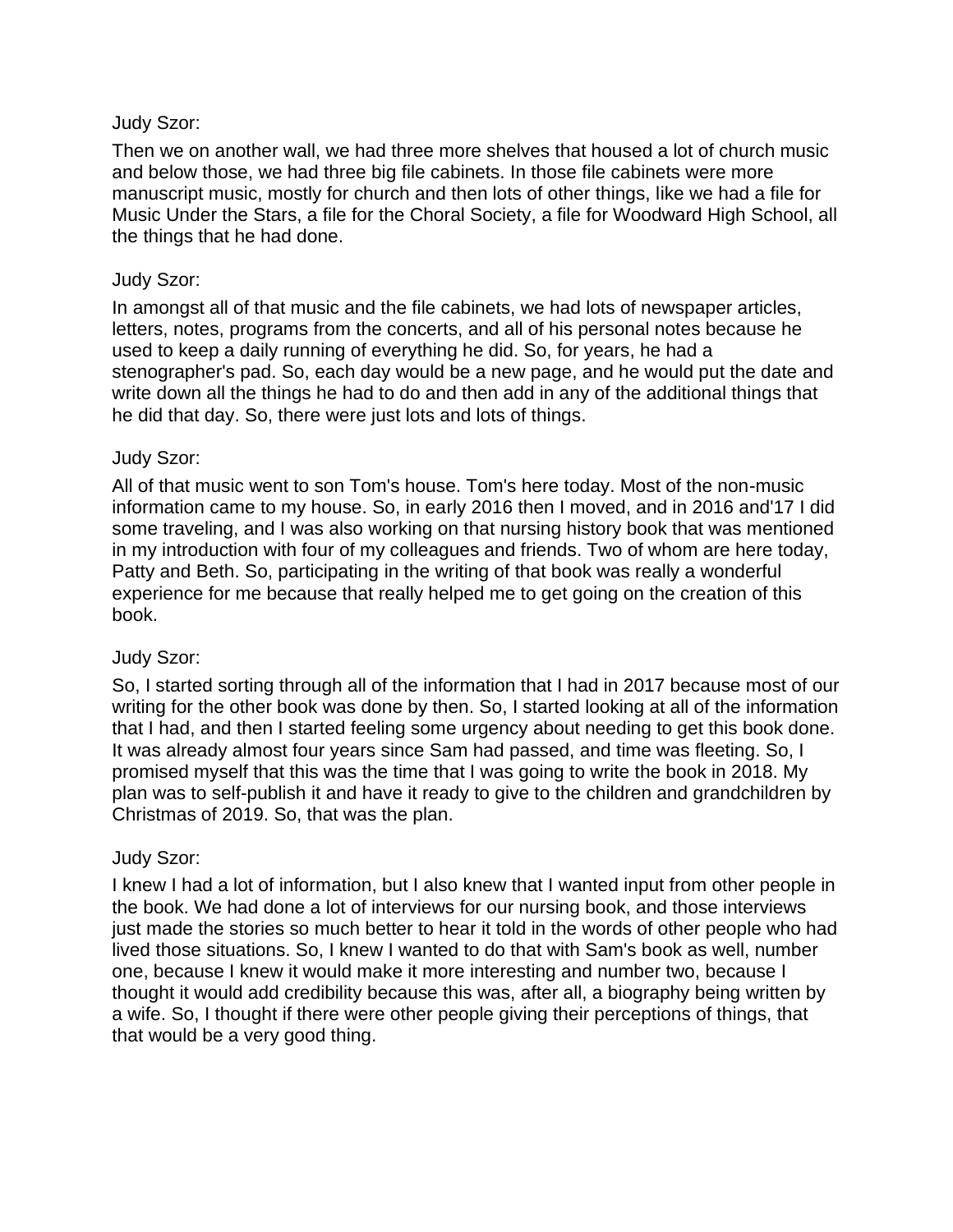Judy Szor:

Then we on another wall, we had three more shelves that housed a lot of church music and below those, we had three big file cabinets. In those file cabinets were more manuscript music, mostly for church and then lots of other things, like we had a file for Music Under the Stars, a file for the Choral Society, a file for Woodward High School, all the things that he had done.

Judy Szor:

In amongst all of that music and the file cabinets, we had lots of newspaper articles, letters, notes, programs from the concerts, and all of his personal notes because he used to keep a daily running of everything he did. So, for years, he had a stenographer's pad. So, each day would be a new page, and he would put the date and write down all the things he had to do and then add in any of the additional things that he did that day. So, there were just lots and lots of things.

Judy Szor:

All of that music went to son Tom's house. Tom's here today. Most of the non-music information came to my house. So, in early 2016 then I moved, and in 2016 and'17 I did some traveling, and I was also working on that nursing history book that was mentioned in my introduction with four of my colleagues and friends. Two of whom are here today, Patty and Beth. So, participating in the writing of that book was really a wonderful experience for me because that really helped me to get going on the creation of this book.

Judy Szor:

So, I started sorting through all of the information that I had in 2017 because most of our writing for the other book was done by then. So, I started looking at all of the information that I had, and then I started feeling some urgency about needing to get this book done. It was already almost four years since Sam had passed, and time was fleeting. So, I promised myself that this was the time that I was going to write the book in 2018. My plan was to self-publish it and have it ready to give to the children and grandchildren by Christmas of 2019. So, that was the plan.

Judy Szor:

I knew I had a lot of information, but I also knew that I wanted input from other people in the book. We had done a lot of interviews for our nursing book, and those interviews just made the stories so much better to hear it told in the words of other people who had lived those situations. So, I knew I wanted to do that with Sam's book as well, number one, because I knew it would make it more interesting and number two, because I thought it would add credibility because this was, after all, a biography being written by a wife. So, I thought if there were other people giving their perceptions of things, that that would be a very good thing.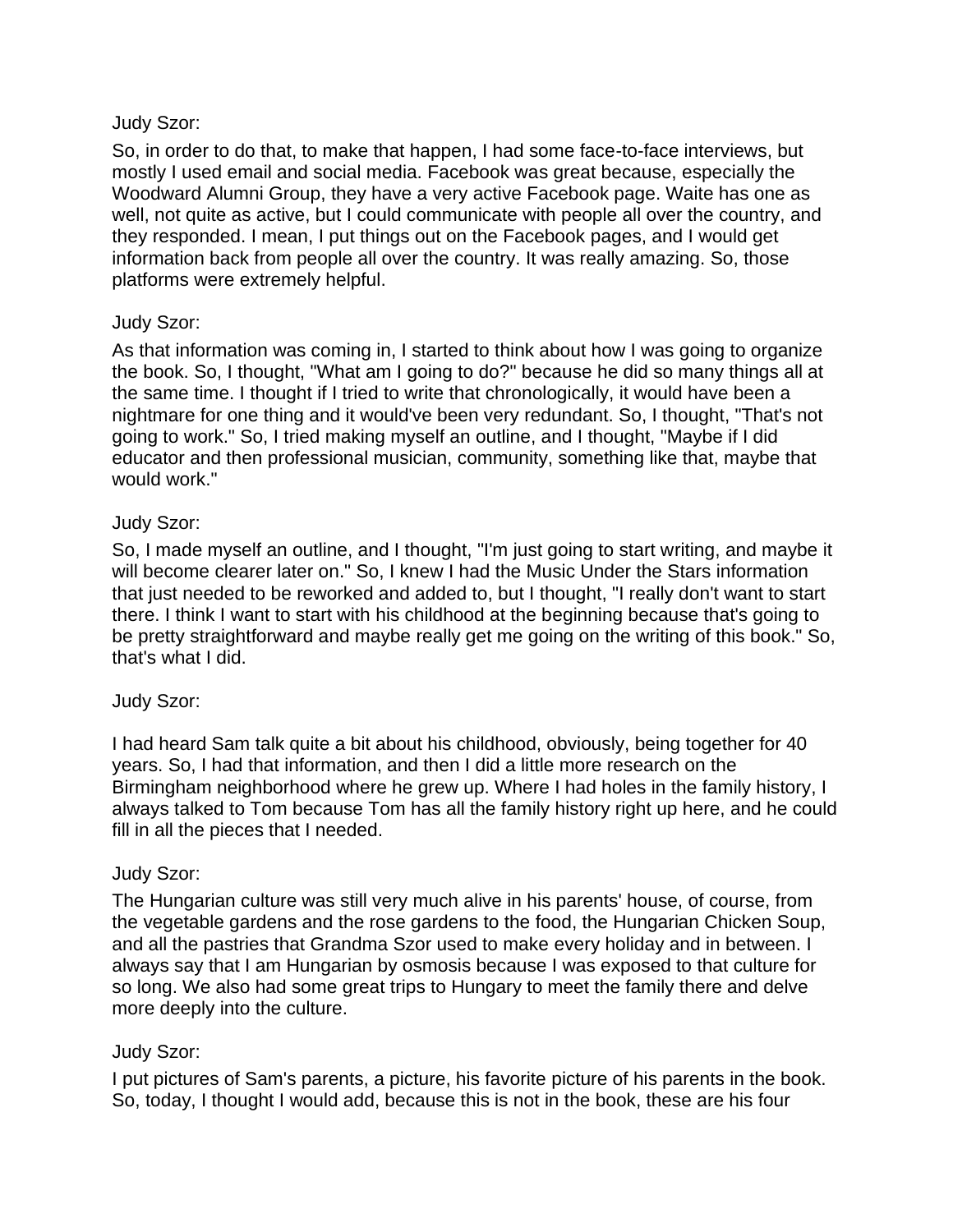Judy Szor:

So, in order to do that, to make that happen, I had some face-to-face interviews, but mostly I used email and social media. Facebook was great because, especially the Woodward Alumni Group, they have a very active Facebook page. Waite has one as well, not quite as active, but I could communicate with people all over the country, and they responded. I mean, I put things out on the Facebook pages, and I would get information back from people all over the country. It was really amazing. So, those platforms were extremely helpful.

Judy Szor:

As that information was coming in, I started to think about how I was going to organize the book. So, I thought, "What am I going to do?" because he did so many things all at the same time. I thought if I tried to write that chronologically, it would have been a nightmare for one thing and it would've been very redundant. So, I thought, "That's not going to work." So, I tried making myself an outline, and I thought, "Maybe if I did educator and then professional musician, community, something like that, maybe that would work."

Judy Szor:

So, I made myself an outline, and I thought, "I'm just going to start writing, and maybe it will become clearer later on." So, I knew I had the Music Under the Stars information that just needed to be reworked and added to, but I thought, "I really don't want to start there. I think I want to start with his childhood at the beginning because that's going to be pretty straightforward and maybe really get me going on the writing of this book." So, that's what I did.

Judy Szor:

I had heard Sam talk quite a bit about his childhood, obviously, being together for 40 years. So, I had that information, and then I did a little more research on the Birmingham neighborhood where he grew up. Where I had holes in the family history, I always talked to Tom because Tom has all the family history right up here, and he could fill in all the pieces that I needed.

Judy Szor:

The Hungarian culture was still very much alive in his parents' house, of course, from the vegetable gardens and the rose gardens to the food, the Hungarian Chicken Soup, and all the pastries that Grandma Szor used to make every holiday and in between. I always say that I am Hungarian by osmosis because I was exposed to that culture for so long. We also had some great trips to Hungary to meet the family there and delve more deeply into the culture.

Judy Szor:

I put pictures of Sam's parents, a picture, his favorite picture of his parents in the book. So, today, I thought I would add, because this is not in the book, these are his four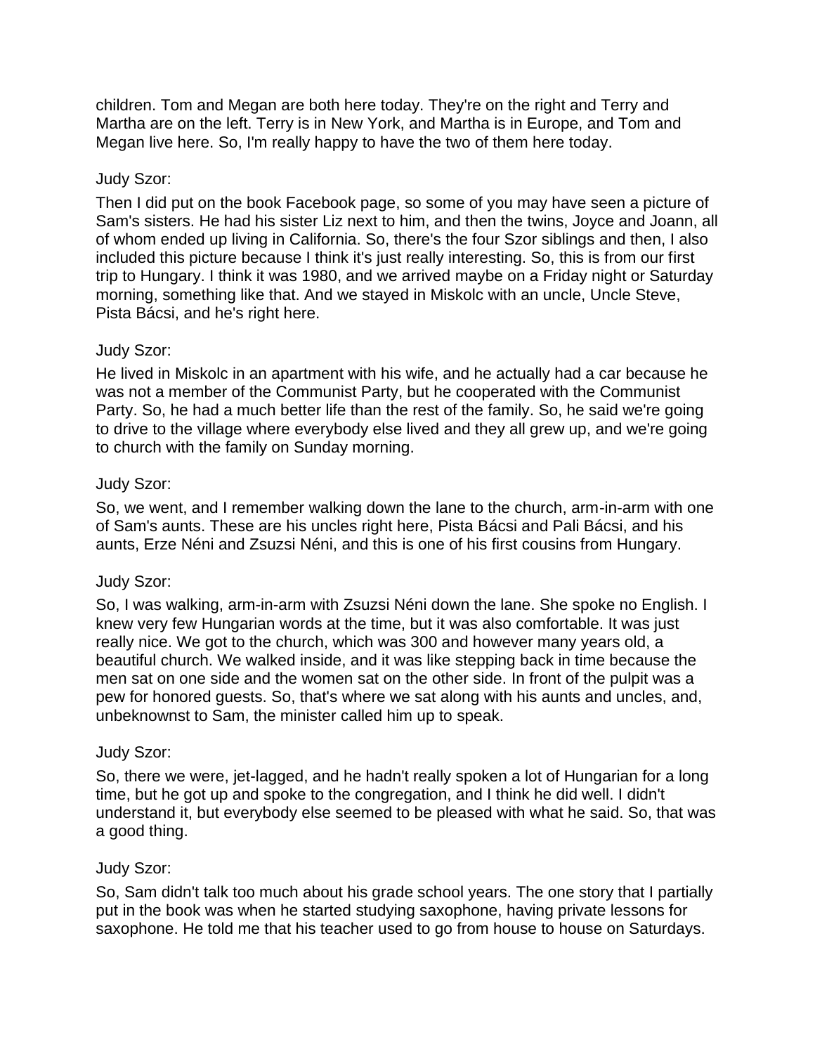children. Tom and Megan are both here today. They're on the right and Terry and Martha are on the left. Terry is in New York, and Martha is in Europe, and Tom and Megan live here. So, I'm really happy to have the two of them here today.

Judy Szor:

Then I did put on the book Facebook page, so some of you may have seen a picture of Sam's sisters. He had his sister Liz next to him, and then the twins, Joyce and Joann, all of whom ended up living in California. So, there's the four Szor siblings and then, I also included this picture because I think it's just really interesting. So, this is from our first trip to Hungary. I think it was 1980, and we arrived maybe on a Friday night or Saturday morning, something like that. And we stayed in Miskolc with an uncle, Uncle Steve, Pista Bácsi, and he's right here.

Judy Szor:

He lived in Miskolc in an apartment with his wife, and he actually had a car because he was not a member of the Communist Party, but he cooperated with the Communist Party. So, he had a much better life than the rest of the family. So, he said we're going to drive to the village where everybody else lived and they all grew up, and we're going to church with the family on Sunday morning.

Judy Szor:

So, we went, and I remember walking down the lane to the church, arm-in-arm with one of Sam's aunts. These are his uncles right here, Pista Bácsi and Pali Bácsi, and his aunts, Erze Néni and Zsuzsi Néni, and this is one of his first cousins from Hungary.

Judy Szor:

So, I was walking, arm-in-arm with Zsuzsi Néni down the lane. She spoke no English. I knew very few Hungarian words at the time, but it was also comfortable. It was just really nice. We got to the church, which was 300 and however many years old, a beautiful church. We walked inside, and it was like stepping back in time because the men sat on one side and the women sat on the other side. In front of the pulpit was a pew for honored guests. So, that's where we sat along with his aunts and uncles, and, unbeknownst to Sam, the minister called him up to speak.

Judy Szor:

So, there we were, jet-lagged, and he hadn't really spoken a lot of Hungarian for a long time, but he got up and spoke to the congregation, and I think he did well. I didn't understand it, but everybody else seemed to be pleased with what he said. So, that was a good thing.

Judy Szor:

So, Sam didn't talk too much about his grade school years. The one story that I partially put in the book was when he started studying saxophone, having private lessons for saxophone. He told me that his teacher used to go from house to house on Saturdays.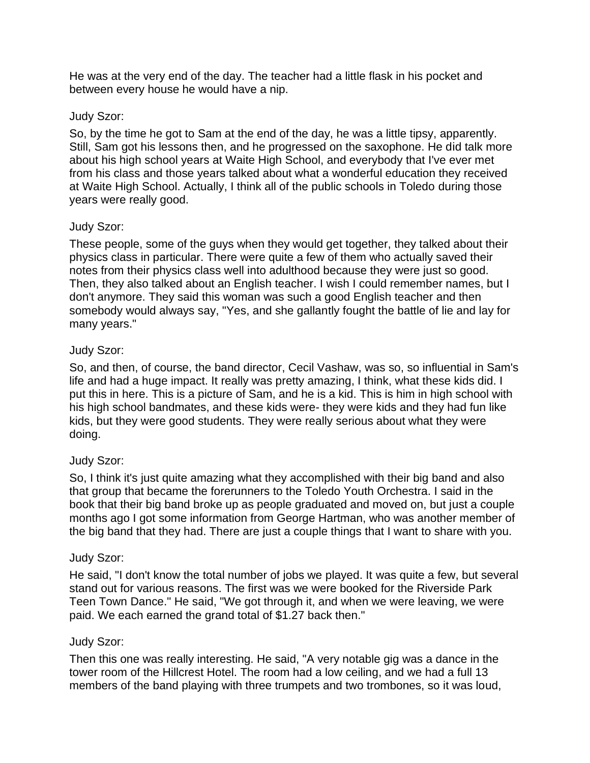He was at the very end of the day. The teacher had a little flask in his pocket and between every house he would have a nip.

Judy Szor:

So, by the time he got to Sam at the end of the day, he was a little tipsy, apparently. Still, Sam got his lessons then, and he progressed on the saxophone. He did talk more about his high school years at Waite High School, and everybody that I've ever met from his class and those years talked about what a wonderful education they received at Waite High School. Actually, I think all of the public schools in Toledo during those years were really good.

Judy Szor:

These people, some of the guys when they would get together, they talked about their physics class in particular. There were quite a few of them who actually saved their notes from their physics class well into adulthood because they were just so good. Then, they also talked about an English teacher. I wish I could remember names, but I don't anymore. They said this woman was such a good English teacher and then somebody would always say, "Yes, and she gallantly fought the battle of lie and lay for many years."

Judy Szor:

So, and then, of course, the band director, Cecil Vashaw, was so, so influential in Sam's life and had a huge impact. It really was pretty amazing, I think, what these kids did. I put this in here. This is a picture of Sam, and he is a kid. This is him in high school with his high school bandmates, and these kids were- they were kids and they had fun like kids, but they were good students. They were really serious about what they were doing.

Judy Szor:

So, I think it's just quite amazing what they accomplished with their big band and also that group that became the forerunners to the Toledo Youth Orchestra. I said in the book that their big band broke up as people graduated and moved on, but just a couple months ago I got some information from George Hartman, who was another member of the big band that they had. There are just a couple things that I want to share with you.

Judy Szor:

He said, "I don't know the total number of jobs we played. It was quite a few, but several stand out for various reasons. The first was we were booked for the Riverside Park Teen Town Dance." He said, "We got through it, and when we were leaving, we were paid. We each earned the grand total of $1.27 back then."

Judy Szor:

Then this one was really interesting. He said, "A very notable gig was a dance in the tower room of the Hillcrest Hotel. The room had a low ceiling, and we had a full 13 members of the band playing with three trumpets and two trombones, so it was loud,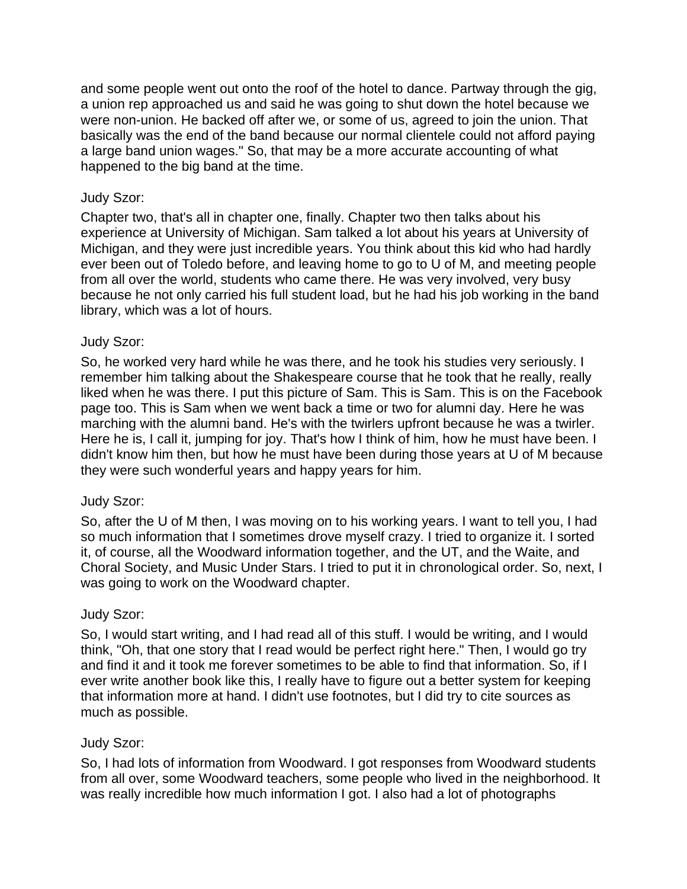and some people went out onto the roof of the hotel to dance. Partway through the gig, a union rep approached us and said he was going to shut down the hotel because we were non-union. He backed off after we, or some of us, agreed to join the union. That basically was the end of the band because our normal clientele could not afford paying a large band union wages." So, that may be a more accurate accounting of what happened to the big band at the time.

Judy Szor:

Chapter two, that's all in chapter one, finally. Chapter two then talks about his experience at University of Michigan. Sam talked a lot about his years at University of Michigan, and they were just incredible years. You think about this kid who had hardly ever been out of Toledo before, and leaving home to go to U of M, and meeting people from all over the world, students who came there. He was very involved, very busy because he not only carried his full student load, but he had his job working in the band library, which was a lot of hours.

Judy Szor:

So, he worked very hard while he was there, and he took his studies very seriously. I remember him talking about the Shakespeare course that he took that he really, really liked when he was there. I put this picture of Sam. This is Sam. This is on the Facebook page too. This is Sam when we went back a time or two for alumni day. Here he was marching with the alumni band. He's with the twirlers upfront because he was a twirler. Here he is, I call it, jumping for joy. That's how I think of him, how he must have been. I didn't know him then, but how he must have been during those years at U of M because they were such wonderful years and happy years for him.

Judy Szor:

So, after the U of M then, I was moving on to his working years. I want to tell you, I had so much information that I sometimes drove myself crazy. I tried to organize it. I sorted it, of course, all the Woodward information together, and the UT, and the Waite, and Choral Society, and Music Under Stars. I tried to put it in chronological order. So, next, I was going to work on the Woodward chapter.

Judy Szor:

So, I would start writing, and I had read all of this stuff. I would be writing, and I would think, "Oh, that one story that I read would be perfect right here." Then, I would go try and find it and it took me forever sometimes to be able to find that information. So, if I ever write another book like this, I really have to figure out a better system for keeping that information more at hand. I didn't use footnotes, but I did try to cite sources as much as possible.

Judy Szor:

So, I had lots of information from Woodward. I got responses from Woodward students from all over, some Woodward teachers, some people who lived in the neighborhood. It was really incredible how much information I got. I also had a lot of photographs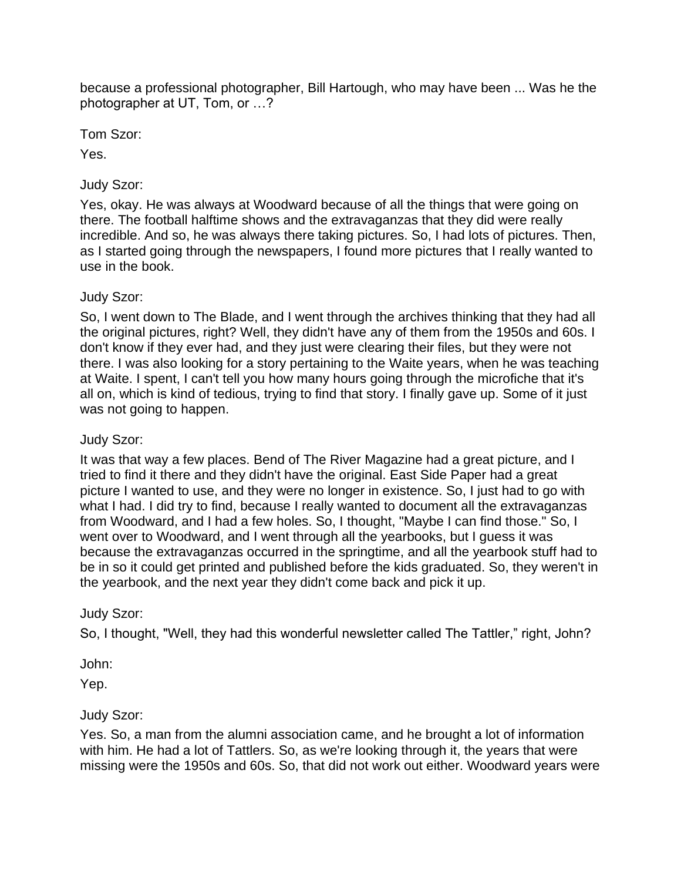because a professional photographer, Bill Hartough, who may have been ... Was he the photographer at UT, Tom, or …?

Tom Szor:

Yes.

Judy Szor:

Yes, okay. He was always at Woodward because of all the things that were going on there. The football halftime shows and the extravaganzas that they did were really incredible. And so, he was always there taking pictures. So, I had lots of pictures. Then, as I started going through the newspapers, I found more pictures that I really wanted to use in the book.

Judy Szor:

So, I went down to The Blade, and I went through the archives thinking that they had all the original pictures, right? Well, they didn't have any of them from the 1950s and 60s. I don't know if they ever had, and they just were clearing their files, but they were not there. I was also looking for a story pertaining to the Waite years, when he was teaching at Waite. I spent, I can't tell you how many hours going through the microfiche that it's all on, which is kind of tedious, trying to find that story. I finally gave up. Some of it just was not going to happen.

Judy Szor:

It was that way a few places. Bend of The River Magazine had a great picture, and I tried to find it there and they didn't have the original. East Side Paper had a great picture I wanted to use, and they were no longer in existence. So, I just had to go with what I had. I did try to find, because I really wanted to document all the extravaganzas from Woodward, and I had a few holes. So, I thought, "Maybe I can find those." So, I went over to Woodward, and I went through all the yearbooks, but I guess it was because the extravaganzas occurred in the springtime, and all the yearbook stuff had to be in so it could get printed and published before the kids graduated. So, they weren't in the yearbook, and the next year they didn't come back and pick it up.

Judy Szor:

So, I thought, "Well, they had this wonderful newsletter called The Tattler," right, John?

John:

Yep.

Judy Szor:

Yes. So, a man from the alumni association came, and he brought a lot of information with him. He had a lot of Tattlers. So, as we're looking through it, the years that were missing were the 1950s and 60s. So, that did not work out either. Woodward years were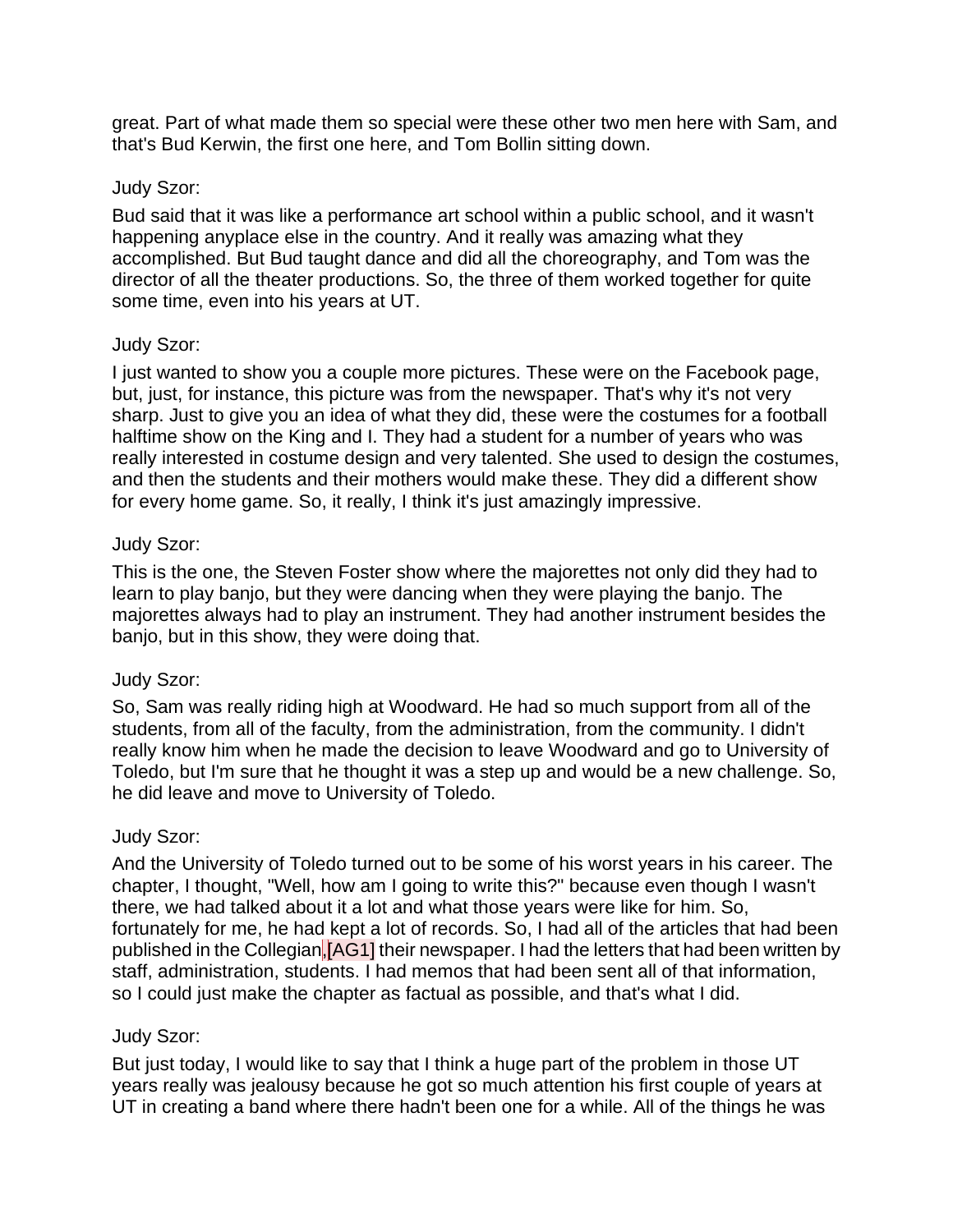great. Part of what made them so special were these other two men here with Sam, and that's Bud Kerwin, the first one here, and Tom Bollin sitting down.

Judy Szor:

Bud said that it was like a performance art school within a public school, and it wasn't happening anyplace else in the country. And it really was amazing what they accomplished. But Bud taught dance and did all the choreography, and Tom was the director of all the theater productions. So, the three of them worked together for quite some time, even into his years at UT.

Judy Szor:

I just wanted to show you a couple more pictures. These were on the Facebook page, but, just, for instance, this picture was from the newspaper. That's why it's not very sharp. Just to give you an idea of what they did, these were the costumes for a football halftime show on the King and I. They had a student for a number of years who was really interested in costume design and very talented. She used to design the costumes, and then the students and their mothers would make these. They did a different show for every home game. So, it really, I think it's just amazingly impressive.

Judy Szor:

This is the one, the Steven Foster show where the majorettes not only did they had to learn to play banjo, but they were dancing when they were playing the banjo. The majorettes always had to play an instrument. They had another instrument besides the banjo, but in this show, they were doing that.

Judy Szor:

So, Sam was really riding high at Woodward. He had so much support from all of the students, from all of the faculty, from the administration, from the community. I didn't really know him when he made the decision to leave Woodward and go to University of Toledo, but I'm sure that he thought it was a step up and would be a new challenge. So, he did leave and move to University of Toledo.

Judy Szor:

And the University of Toledo turned out to be some of his worst years in his career. The chapter, I thought, "Well, how am I going to write this?" because even though I wasn't there, we had talked about it a lot and what those years were like for him. So, fortunately for me, he had kept a lot of records. So, I had all of the articles that had been published in the Collegian,[AG1] their newspaper. I had the letters that had been written by staff, administration, students. I had memos that had been sent all of that information, so I could just make the chapter as factual as possible, and that's what I did.

Judy Szor:

But just today, I would like to say that I think a huge part of the problem in those UT years really was jealousy because he got so much attention his first couple of years at UT in creating a band where there hadn't been one for a while. All of the things he was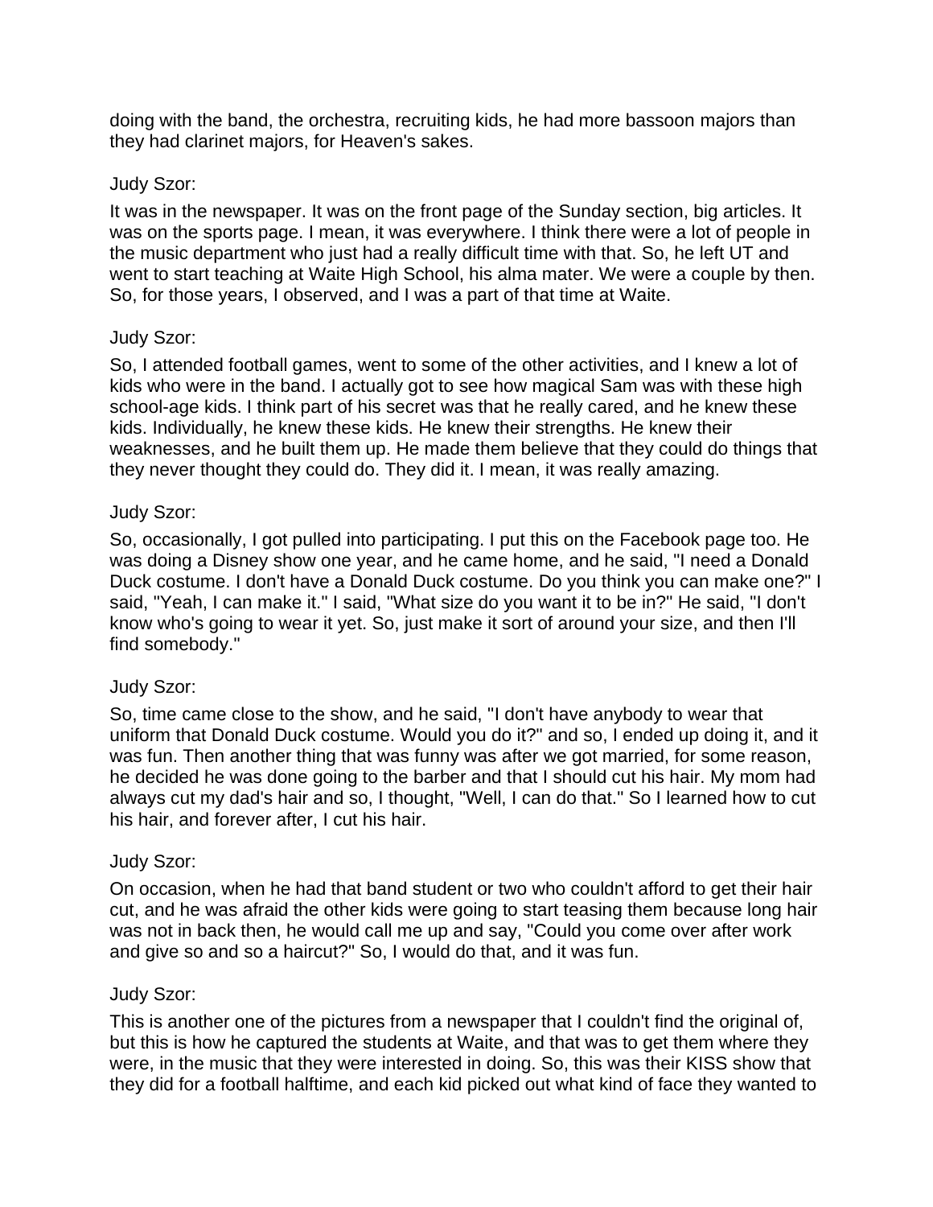doing with the band, the orchestra, recruiting kids, he had more bassoon majors than they had clarinet majors, for Heaven's sakes.

Judy Szor:

It was in the newspaper. It was on the front page of the Sunday section, big articles. It was on the sports page. I mean, it was everywhere. I think there were a lot of people in the music department who just had a really difficult time with that. So, he left UT and went to start teaching at Waite High School, his alma mater. We were a couple by then. So, for those years, I observed, and I was a part of that time at Waite.

Judy Szor:

So, I attended football games, went to some of the other activities, and I knew a lot of kids who were in the band. I actually got to see how magical Sam was with these high school-age kids. I think part of his secret was that he really cared, and he knew these kids. Individually, he knew these kids. He knew their strengths. He knew their weaknesses, and he built them up. He made them believe that they could do things that they never thought they could do. They did it. I mean, it was really amazing.

Judy Szor:

So, occasionally, I got pulled into participating. I put this on the Facebook page too. He was doing a Disney show one year, and he came home, and he said, "I need a Donald Duck costume. I don't have a Donald Duck costume. Do you think you can make one?" I said, "Yeah, I can make it." I said, "What size do you want it to be in?" He said, "I don't know who's going to wear it yet. So, just make it sort of around your size, and then I'll find somebody."

Judy Szor:

So, time came close to the show, and he said, "I don't have anybody to wear that uniform that Donald Duck costume. Would you do it?" and so, I ended up doing it, and it was fun. Then another thing that was funny was after we got married, for some reason, he decided he was done going to the barber and that I should cut his hair. My mom had always cut my dad's hair and so, I thought, "Well, I can do that." So I learned how to cut his hair, and forever after, I cut his hair.

Judy Szor:

On occasion, when he had that band student or two who couldn't afford to get their hair cut, and he was afraid the other kids were going to start teasing them because long hair was not in back then, he would call me up and say, "Could you come over after work and give so and so a haircut?" So, I would do that, and it was fun.

Judy Szor:

This is another one of the pictures from a newspaper that I couldn't find the original of, but this is how he captured the students at Waite, and that was to get them where they were, in the music that they were interested in doing. So, this was their KISS show that they did for a football halftime, and each kid picked out what kind of face they wanted to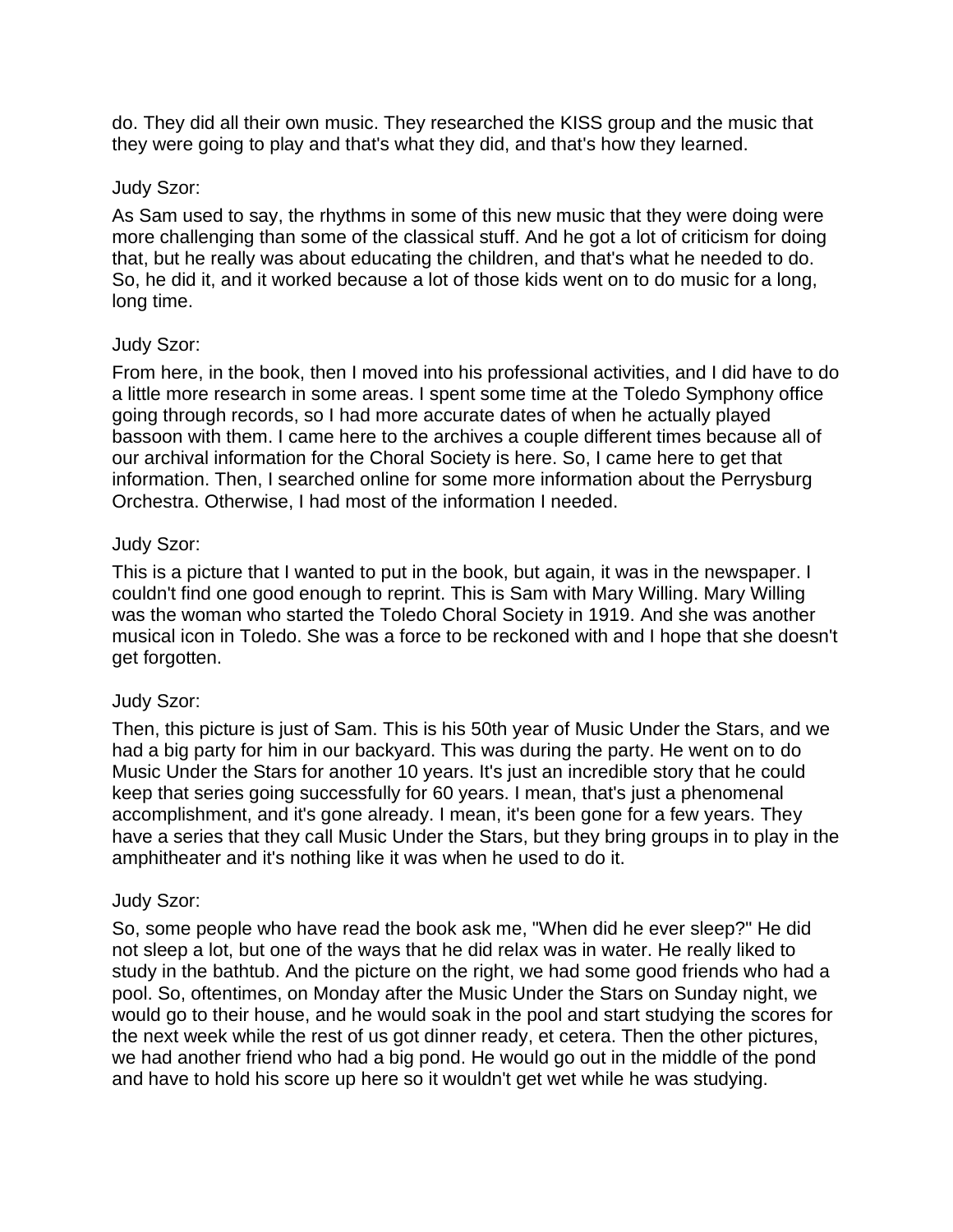do. They did all their own music. They researched the KISS group and the music that they were going to play and that's what they did, and that's how they learned.

Judy Szor:

As Sam used to say, the rhythms in some of this new music that they were doing were more challenging than some of the classical stuff. And he got a lot of criticism for doing that, but he really was about educating the children, and that's what he needed to do. So, he did it, and it worked because a lot of those kids went on to do music for a long, long time.

Judy Szor:

From here, in the book, then I moved into his professional activities, and I did have to do a little more research in some areas. I spent some time at the Toledo Symphony office going through records, so I had more accurate dates of when he actually played bassoon with them. I came here to the archives a couple different times because all of our archival information for the Choral Society is here. So, I came here to get that information. Then, I searched online for some more information about the Perrysburg Orchestra. Otherwise, I had most of the information I needed.

Judy Szor:

This is a picture that I wanted to put in the book, but again, it was in the newspaper. I couldn't find one good enough to reprint. This is Sam with Mary Willing. Mary Willing was the woman who started the Toledo Choral Society in 1919. And she was another musical icon in Toledo. She was a force to be reckoned with and I hope that she doesn't get forgotten.

Judy Szor:

Then, this picture is just of Sam. This is his 50th year of Music Under the Stars, and we had a big party for him in our backyard. This was during the party. He went on to do Music Under the Stars for another 10 years. It's just an incredible story that he could keep that series going successfully for 60 years. I mean, that's just a phenomenal accomplishment, and it's gone already. I mean, it's been gone for a few years. They have a series that they call Music Under the Stars, but they bring groups in to play in the amphitheater and it's nothing like it was when he used to do it.

Judy Szor:

So, some people who have read the book ask me, "When did he ever sleep?" He did not sleep a lot, but one of the ways that he did relax was in water. He really liked to study in the bathtub. And the picture on the right, we had some good friends who had a pool. So, oftentimes, on Monday after the Music Under the Stars on Sunday night, we would go to their house, and he would soak in the pool and start studying the scores for the next week while the rest of us got dinner ready, et cetera. Then the other pictures, we had another friend who had a big pond. He would go out in the middle of the pond and have to hold his score up here so it wouldn't get wet while he was studying.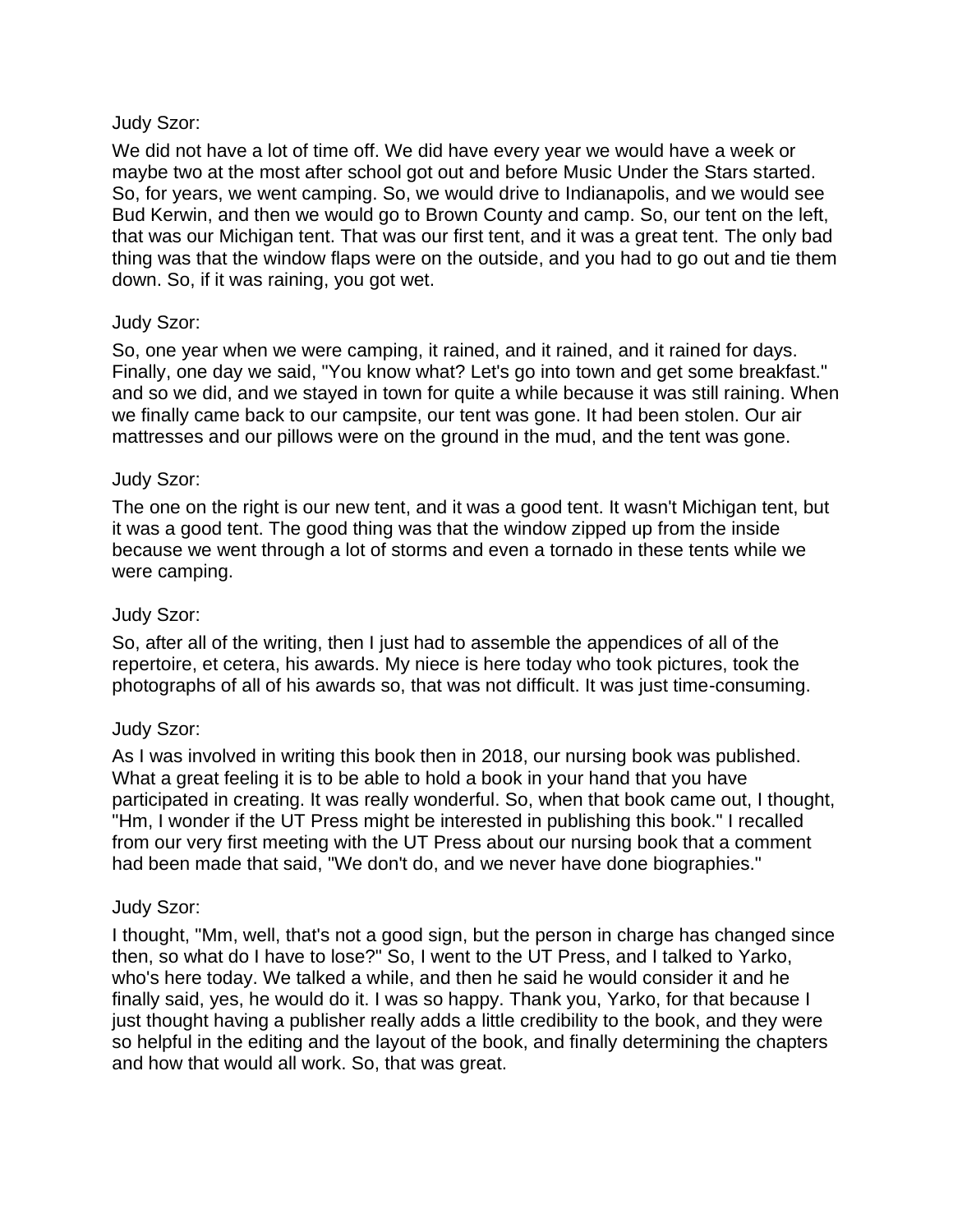Judy Szor:

We did not have a lot of time off. We did have every year we would have a week or maybe two at the most after school got out and before Music Under the Stars started. So, for years, we went camping. So, we would drive to Indianapolis, and we would see Bud Kerwin, and then we would go to Brown County and camp. So, our tent on the left, that was our Michigan tent. That was our first tent, and it was a great tent. The only bad thing was that the window flaps were on the outside, and you had to go out and tie them down. So, if it was raining, you got wet.

Judy Szor:

So, one year when we were camping, it rained, and it rained, and it rained for days. Finally, one day we said, "You know what? Let's go into town and get some breakfast." and so we did, and we stayed in town for quite a while because it was still raining. When we finally came back to our campsite, our tent was gone. It had been stolen. Our air mattresses and our pillows were on the ground in the mud, and the tent was gone.

Judy Szor:

The one on the right is our new tent, and it was a good tent. It wasn't Michigan tent, but it was a good tent. The good thing was that the window zipped up from the inside because we went through a lot of storms and even a tornado in these tents while we were camping.

Judy Szor:

So, after all of the writing, then I just had to assemble the appendices of all of the repertoire, et cetera, his awards. My niece is here today who took pictures, took the photographs of all of his awards so, that was not difficult. It was just time-consuming.

Judy Szor:

As I was involved in writing this book then in 2018, our nursing book was published. What a great feeling it is to be able to hold a book in your hand that you have participated in creating. It was really wonderful. So, when that book came out, I thought, "Hm, I wonder if the UT Press might be interested in publishing this book." I recalled from our very first meeting with the UT Press about our nursing book that a comment had been made that said, "We don't do, and we never have done biographies."

Judy Szor:

I thought, "Mm, well, that's not a good sign, but the person in charge has changed since then, so what do I have to lose?" So, I went to the UT Press, and I talked to Yarko, who's here today. We talked a while, and then he said he would consider it and he finally said, yes, he would do it. I was so happy. Thank you, Yarko, for that because I just thought having a publisher really adds a little credibility to the book, and they were so helpful in the editing and the layout of the book, and finally determining the chapters and how that would all work. So, that was great.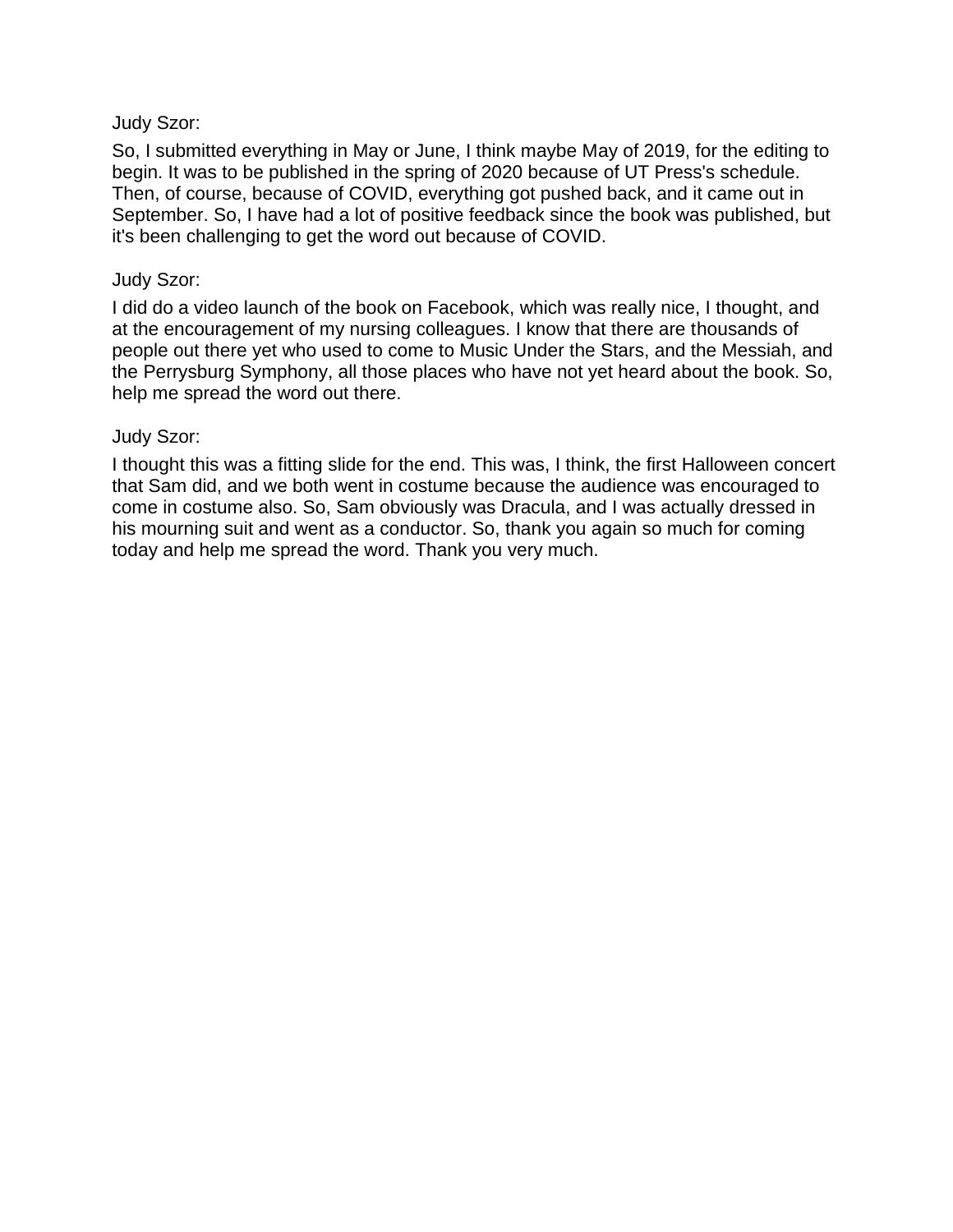Judy Szor:

So, I submitted everything in May or June, I think maybe May of 2019, for the editing to begin. It was to be published in the spring of 2020 because of UT Press's schedule. Then, of course, because of COVID, everything got pushed back, and it came out in September. So, I have had a lot of positive feedback since the book was published, but it's been challenging to get the word out because of COVID.

Judy Szor:

I did do a video launch of the book on Facebook, which was really nice, I thought, and at the encouragement of my nursing colleagues. I know that there are thousands of people out there yet who used to come to Music Under the Stars, and the Messiah, and the Perrysburg Symphony, all those places who have not yet heard about the book. So, help me spread the word out there.

Judy Szor:

I thought this was a fitting slide for the end. This was, I think, the first Halloween concert that Sam did, and we both went in costume because the audience was encouraged to come in costume also. So, Sam obviously was Dracula, and I was actually dressed in his mourning suit and went as a conductor. So, thank you again so much for coming today and help me spread the word. Thank you very much.